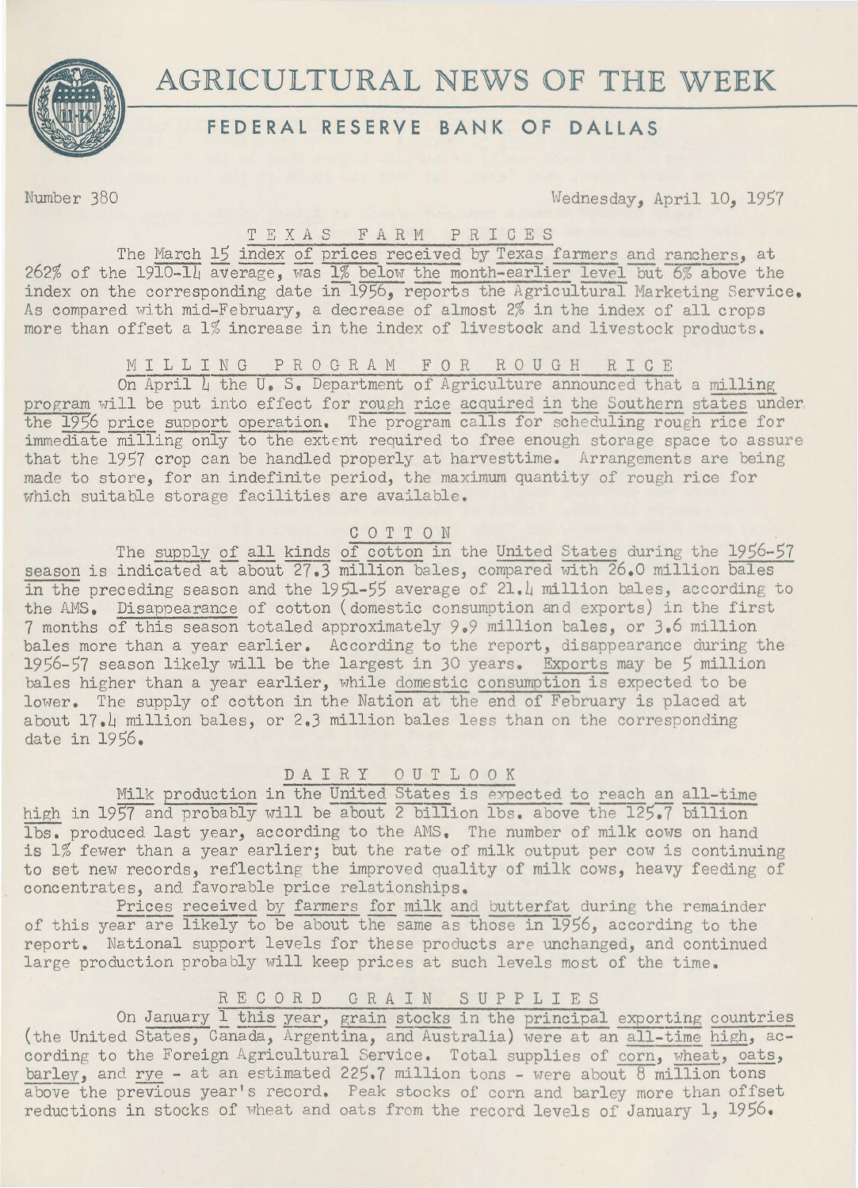# AGRICULTURAL NEWS OF THE WEEK

## FEDERAL RESERVE BANK OF DALLAS

Number 380 Wednesday, April 10, 1957

### TEXAS FARM PRICES

The March 15 index of prices received by Texas farmers and ranchers, at 262% of the 1910-14 average, was 1% below the month-earlier level but 6% above the index on the corresponding date in 1956, reports the Agricultural Marketing Service. As compared with mid-February, a decrease of almost 2% in the index of all crops more than offset a 1% increase in the index of livestock and livestock products.

### MILLING PROGRAM FOR ROUGH RICE

On April 4 the U. S. Department of Agriculture announced that a milling program will be put into effect for rough rice acquired in the Southern states under the 1956 price support operation. The program calls for scheduling rough rice for immediate milling only to the extent required to free enough storage space to assure that the 1957 crop can be handled properly at harvesttime. Arrangements are being made to store, for an indefinite period, the maximum quantity of rough rice for which suitable storage facilities are available.

### COTTON

The supply of all kinds of cotton in the United States during the 1956-57 season is indicated at about 27.3 million bales, compared with 26.0 million bales in the preceding season and the 1951-55 average of 21.4 million bales, according to the AMS. Disappearance of cotton (domestic consumption and exports) in the first 7 months of this season totaled approximately 9.9 million bales, or 3.6 million bales more than a year earlier. According to the report, disappearance during the 1956-57 season likely will be the largest in 30 years. Exports may be 5 million bales higher than a year earlier, while domestic consumption is expected to be lower. The supply of cotton in the Nation at the end of February is placed at about 17.4 million bales, or 2.3 million bales less than on the corresponding date in 1956.

### DAIRY OUTLOOK

Milk production in the United States is expected to reach an all-time high in 1957 and probably will be about 2 billion lbs. above the 125.7 billion lbs. produced last year, according to the AMS. The number of milk cows on hand is 1% fewer than a year earlier; but the rate of milk output per cow is continuing to set new records, reflecting the improved quality of milk cows, heavy feeding of concentrates, and favorable price relationships.

Prices received by farmers for milk and butterfat during the remainder of this year are likely to be about the same as those in 1956, according to the report. National support levels for these products are unchanged, and continued large production probably will keep prices at such levels most of the time.

### RECORD GRAIN SUPPLIES

On January 1 this year, grain stocks in the principal exporting countries (the United States, Canada, Argentina, and Australia) were at an all-time high, according to the Foreign Agricultural Service. Total supplies of corn, wheat, oats, barley, and rye - at an estimated 225.7 million tons - were about 8 million tons above the previous year's record. Peak stocks of corn and barley more than offset reductions in stocks of wheat and oats from the record levels of January 1, 1956.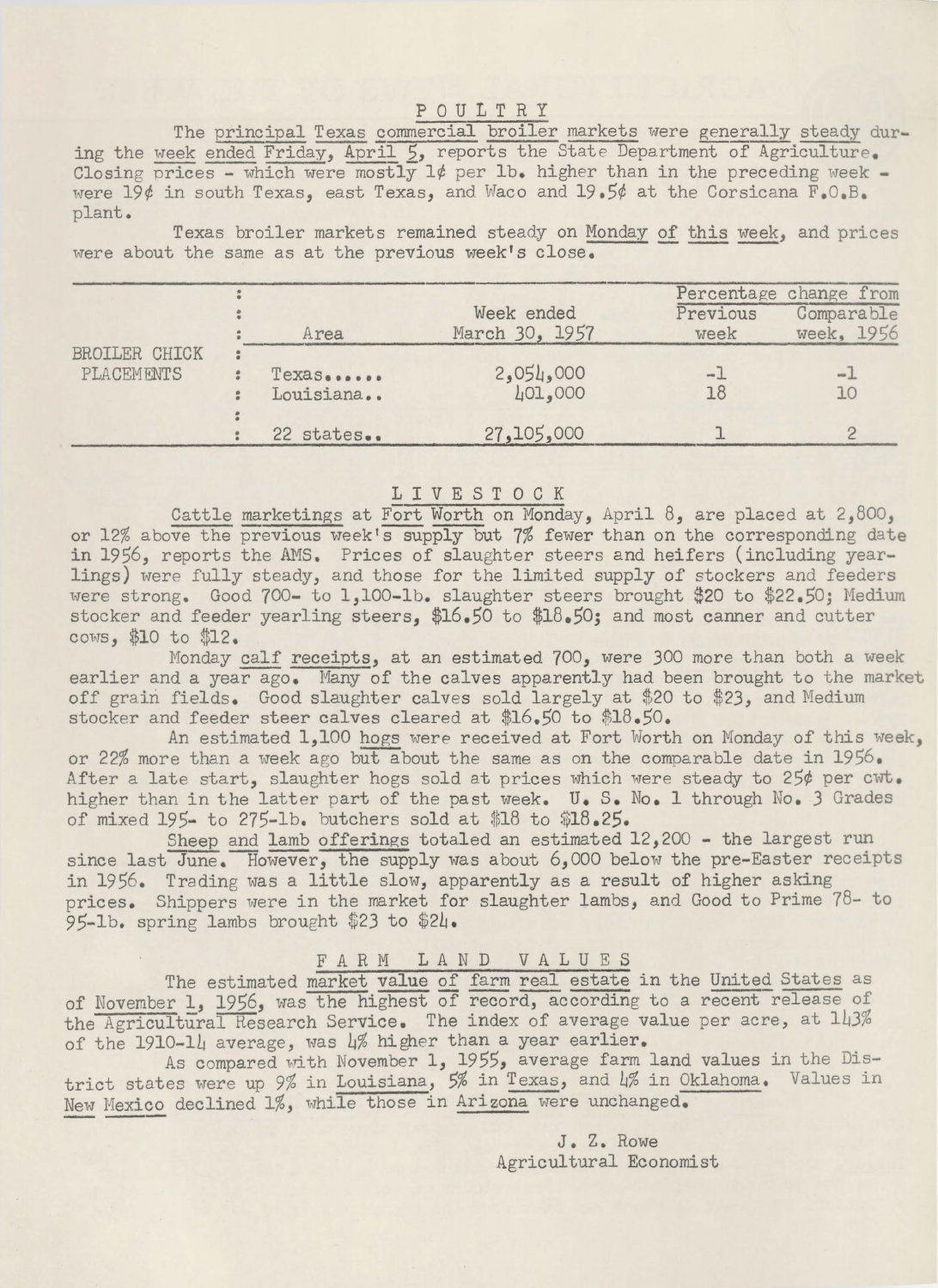## POULTRY

The principal Texas commercial broiler markets were generally steady during the week ended Friday, April 5, reports the State Department of Agriculture. Closing prices - which were mostly 1¢ per lb. higher than in the preceding week - were 19¢ in south Texas, east Texas, and Waco and 19.5¢ at the Corsicana F.O.B. plant.

Texas broiler markets remained steady on Monday of this week, and prices were about the same as at the previous week's close.

| | Area | Week ended March 30, 1957 | Percentage change from Previous week | Percentage change from Comparable week, 1956 |
|---|---|---|---|---|
| BROILER CHICK PLACEMENTS | Texas...... | 2,054,000 | -1 | -1 |
| | Louisiana.. | 401,000 | 18 | 10 |
| | 22 states.. | 27,105,000 | 1 | 2 |

## LIVESTOCK

Cattle marketings at Fort Worth on Monday, April 8, are placed at 2,800, or 12% above the previous week's supply but 7% fewer than on the corresponding date in 1956, reports the AMS. Prices of slaughter steers and heifers (including yearlings) were fully steady, and those for the limited supply of stockers and feeders were strong. Good 700- to 1,100-lb. slaughter steers brought $20 to $22.50; Medium stocker and feeder yearling steers, $16.50 to $18.50; and most canner and cutter cows, $10 to $12.

Monday calf receipts, at an estimated 700, were 300 more than both a week earlier and a year ago. Many of the calves apparently had been brought to the market off grain fields. Good slaughter calves sold largely at $20 to $23, and Medium stocker and feeder steer calves cleared at $16.50 to $18.50.

An estimated 1,100 hogs were received at Fort Worth on Monday of this week, or 22% more than a week ago but about the same as on the comparable date in 1956. After a late start, slaughter hogs sold at prices which were steady to 25¢ per cwt. higher than in the latter part of the past week. U. S. No. 1 through No. 3 Grades of mixed 195- to 275-lb. butchers sold at $18 to $18.25.

Sheep and lamb offerings totaled an estimated 12,200 - the largest run since last June. However, the supply was about 6,000 below the pre-Easter receipts in 1956. Trading was a little slow, apparently as a result of higher asking prices. Shippers were in the market for slaughter lambs, and Good to Prime 78- to 95-lb. spring lambs brought $23 to $24.

## FARM LAND VALUES

The estimated market value of farm real estate in the United States as of November 1, 1956, was the highest of record, according to a recent release of the Agricultural Research Service. The index of average value per acre, at 143% of the 1910-14 average, was 4% higher than a year earlier.

As compared with November 1, 1955, average farm land values in the District states were up 9% in Louisiana, 5% in Texas, and 4% in Oklahoma. Values in New Mexico declined 1%, while those in Arizona were unchanged.

J. Z. Rowe
Agricultural Economist